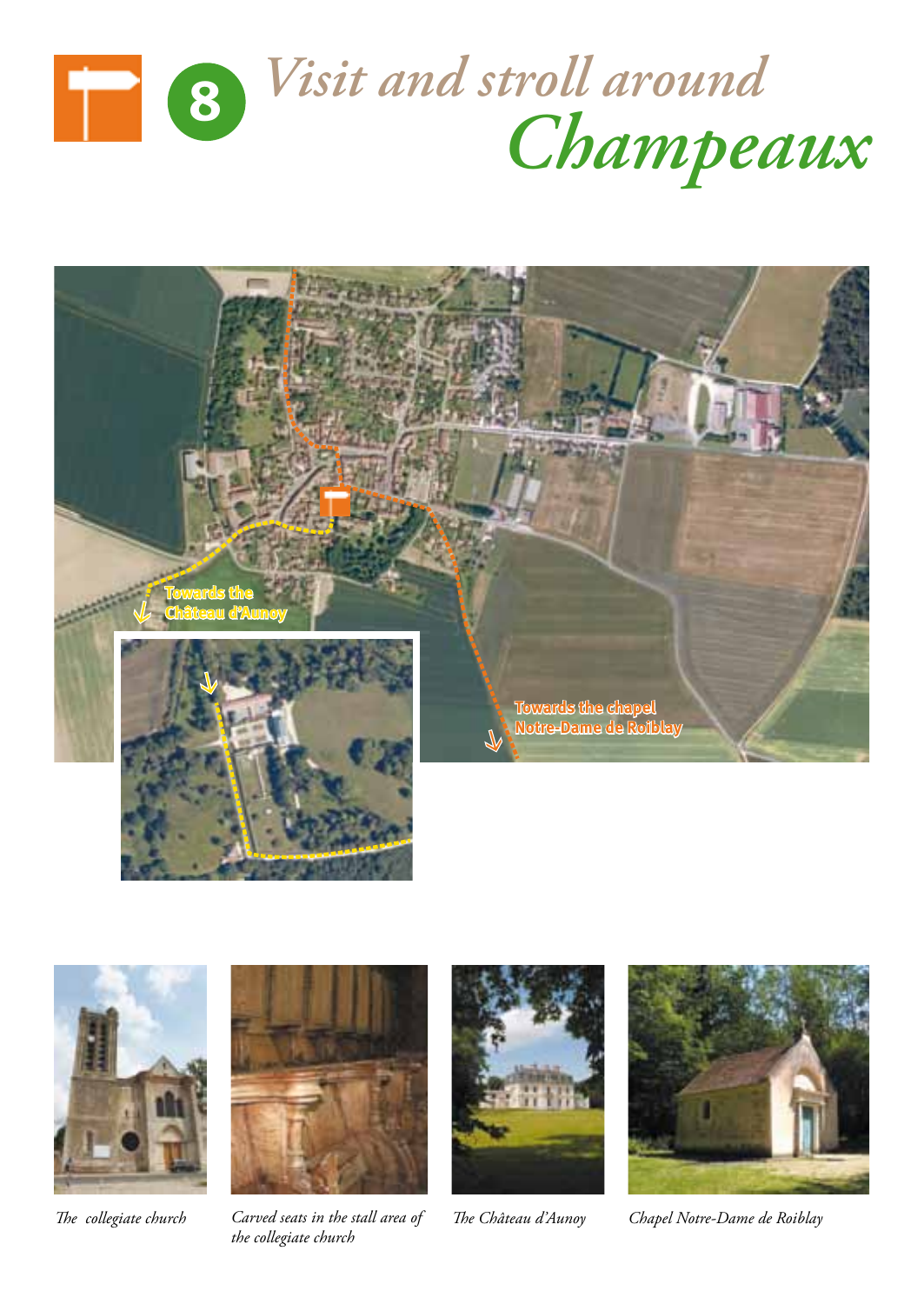# 8 *Visit and stroll around Champeaux*

Towards the Château d'Aunoy

Towards the chapel Notre-Dame de Roiblay

*The collegiate church*

*Carved seats in the stall area of the collegiate church*

*The Château d'Aunoy*

*Chapel Notre-Dame de Roiblay*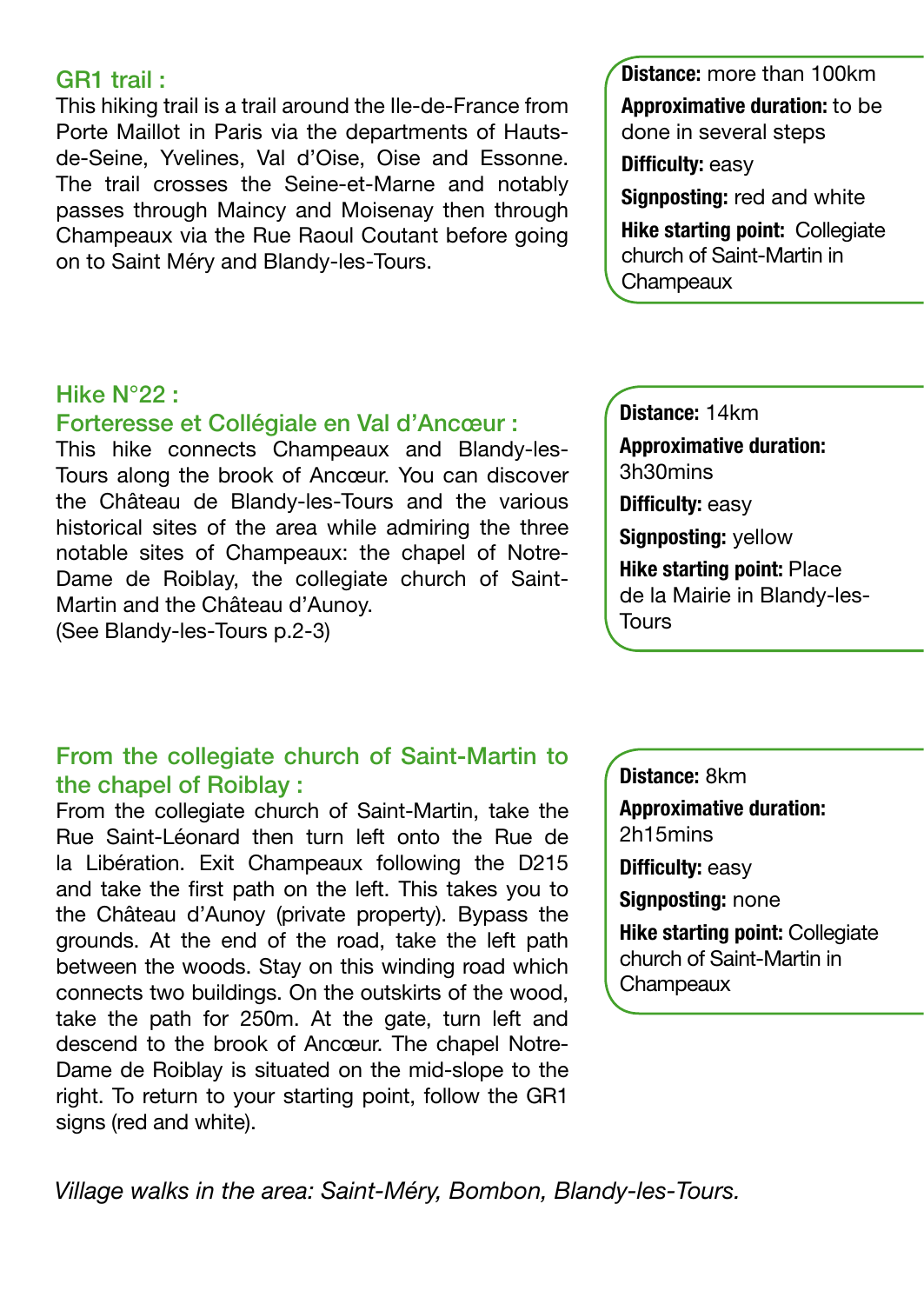## GR1 trail :

This hiking trail is a trail around the Ile-de-France from Porte Maillot in Paris via the departments of Hauts-de-Seine, Yvelines, Val d'Oise, Oise and Essonne. The trail crosses the Seine-et-Marne and notably passes through Maincy and Moisenay then through Champeaux via the Rue Raoul Coutant before going on to Saint Méry and Blandy-les-Tours.

**Distance:** more than 100km

**Approximative duration:** to be done in several steps

**Difficulty:** easy

**Signposting:** red and white

**Hike starting point:** Collegiate church of Saint-Martin in Champeaux

## Hike N°22 :
## Forteresse et Collégiale en Val d'Ancœur :

This hike connects Champeaux and Blandy-les-Tours along the brook of Ancœur. You can discover the Château de Blandy-les-Tours and the various historical sites of the area while admiring the three notable sites of Champeaux: the chapel of Notre-Dame de Roiblay, the collegiate church of Saint-Martin and the Château d'Aunoy.
(See Blandy-les-Tours p.2-3)

**Distance:** 14km

**Approximative duration:** 3h30mins

**Difficulty:** easy

**Signposting:** yellow

**Hike starting point:** Place de la Mairie in Blandy-les-Tours

## From the collegiate church of Saint-Martin to the chapel of Roiblay :

From the collegiate church of Saint-Martin, take the Rue Saint-Léonard then turn left onto the Rue de la Libération. Exit Champeaux following the D215 and take the first path on the left. This takes you to the Château d'Aunoy (private property). Bypass the grounds. At the end of the road, take the left path between the woods. Stay on this winding road which connects two buildings. On the outskirts of the wood, take the path for 250m. At the gate, turn left and descend to the brook of Ancœur. The chapel Notre-Dame de Roiblay is situated on the mid-slope to the right. To return to your starting point, follow the GR1 signs (red and white).

**Distance:** 8km

**Approximative duration:** 2h15mins

**Difficulty:** easy

**Signposting:** none

**Hike starting point:** Collegiate church of Saint-Martin in Champeaux

*Village walks in the area: Saint-Méry, Bombon, Blandy-les-Tours.*